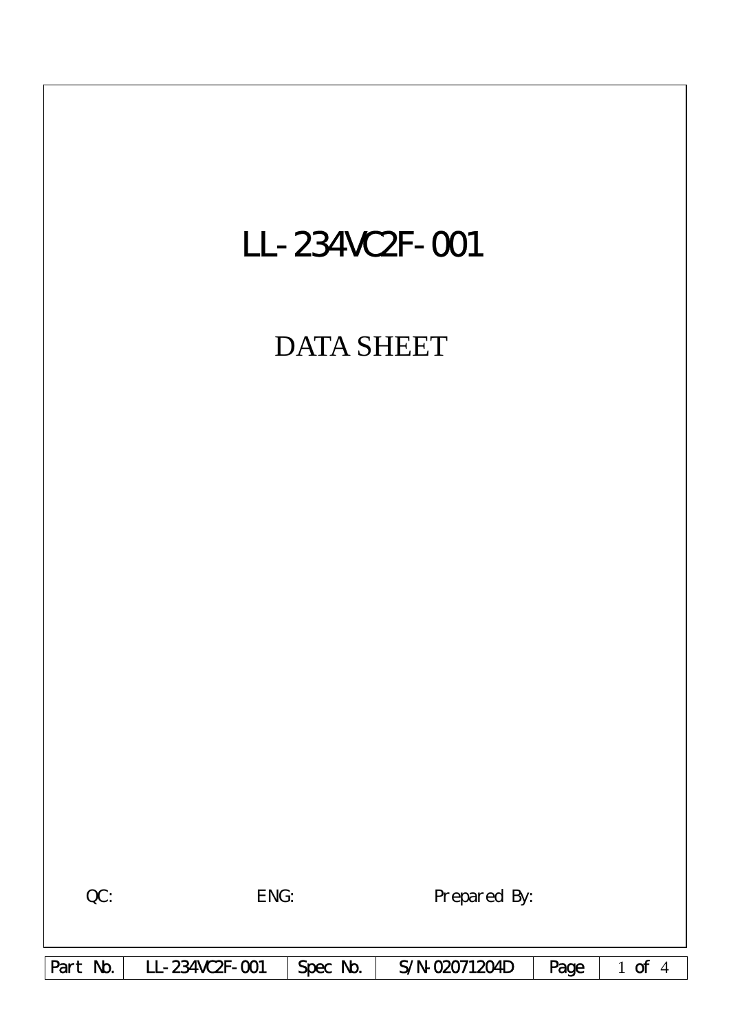# LL-234VC2F-001

## DATA SHEET

QC: ENG: Prepared By:

| Part No. | LL-234VC2F-001 | Spec No. | S/N-02071204D |
|---|---|---|---|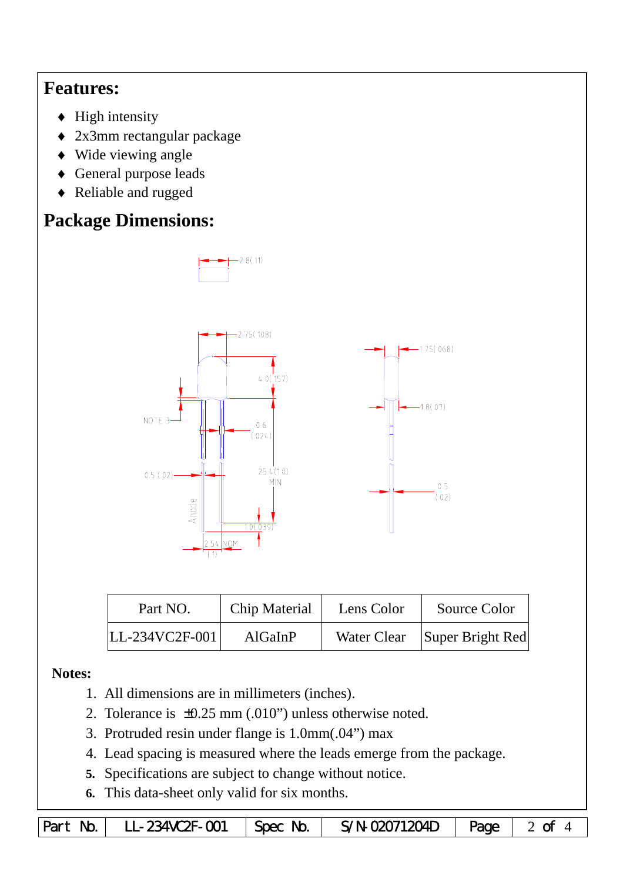## Features:

- High intensity
- 2x3mm rectangular package
- Wide viewing angle
- General purpose leads
- Reliable and rugged

## Package Dimensions:

| Part NO. | Chip Material | Lens Color | Source Color |
|---|---|---|---|
| LL-234VC2F-001 | AlGaInP | Water Clear | Super Bright Red |

**Notes:**

1. All dimensions are in millimeters (inches).
2. Tolerance is ±0.25 mm (.010") unless otherwise noted.
3. Protruded resin under flange is 1.0mm(.04") max
4. Lead spacing is measured where the leads emerge from the package.
5. Specifications are subject to change without notice.
6. This data-sheet only valid for six months.

| Part No. | LL-234VC2F-001 | Spec No. | S/N-02071204D | Page | 2 of 4 |
|---|---|---|---|---|---|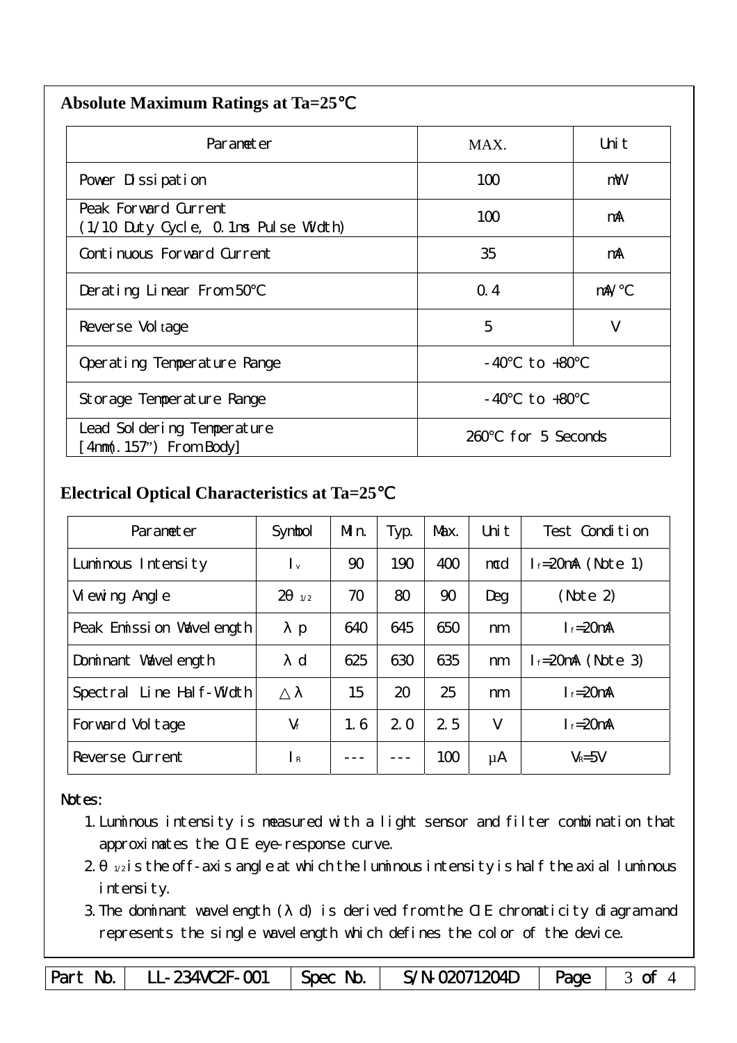## Absolute Maximum Ratings at Ta=25℃

| Parameter | MAX. | Unit |
|---|---|---|
| Power Dissipation | 100 | mW |
| Peak Forward Current (1/10 Duty Cycle, 0.1ms Pulse Width) | 100 | mA |
| Continuous Forward Current | 35 | mA |
| Derating Linear From 50℃ | 0.4 | mA/℃ |
| Reverse Voltage | 5 | V |
| Operating Temperature Range | -40℃ to +80℃ | |
| Storage Temperature Range | -40℃ to +80℃ | |
| Lead Soldering Temperature [4mm(.157") From Body] | 260℃ for 5 Seconds | |

## Electrical Optical Characteristics at Ta=25℃

| Parameter | Symbol | Min. | Typ. | Max. | Unit | Test Condition |
|---|---|---|---|---|---|---|
| Luminous Intensity | $I_v$ | 90 | 190 | 400 | mcd | $I_f$=20mA (Note 1) |
| Viewing Angle | $2\theta_{1/2}$ | 70 | 80 | 90 | Deg | (Note 2) |
| Peak Emission Wavelength | $\lambda p$ | 640 | 645 | 650 | nm | $I_f$=20mA |
| Dominant Wavelength | $\lambda d$ | 625 | 630 | 635 | nm | $I_f$=20mA (Note 3) |
| Spectral Line Half-Width | $\triangle\lambda$ | 15 | 20 | 25 | nm | $I_f$=20mA |
| Forward Voltage | $V_f$ | 1.6 | 2.0 | 2.5 | V | $I_f$=20mA |
| Reverse Current | $I_R$ | --- | --- | 100 | μA | $V_R$=5V |

Notes:

1. Luminous intensity is measured with a light sensor and filter combination that approximates the CIE eye-response curve.
2. $\theta_{1/2}$ is the off-axis angle at which the luminous intensity is half the axial luminous intensity.
3. The dominant wavelength ($\lambda$d) is derived from the CIE chromaticity diagram and represents the single wavelength which defines the color of the device.

| Part No. | LL-234VC2F-001 | Spec No. | S/N-02071204D |
|---|---|---|---|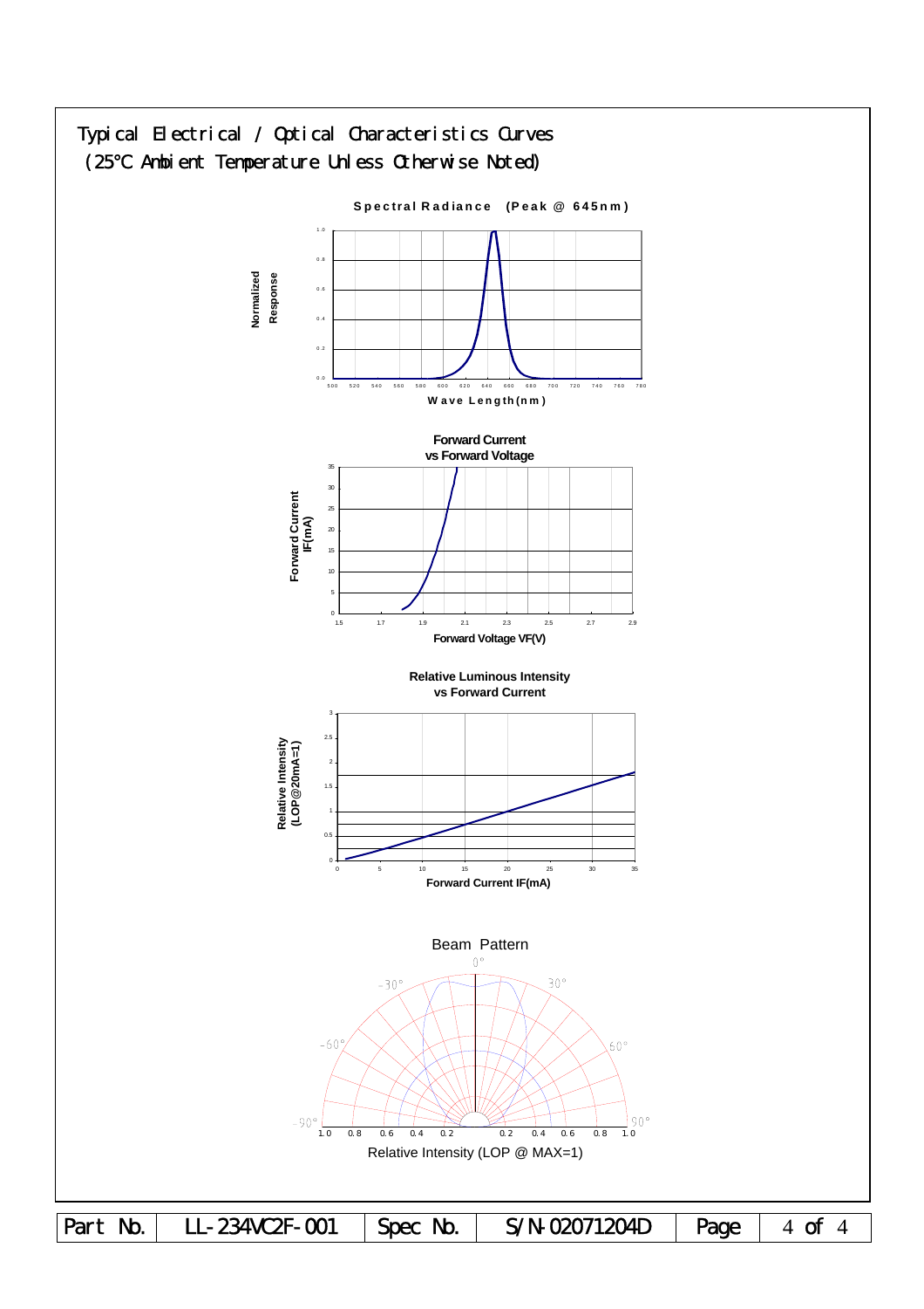# Typical Electrical / Optical Characteristics Curves
(25°C Ambient Temperature Unless Otherwise Noted)

**Spectral Radiance (Peak @ 645nm)**

Normalized Response

1.0
0.8
0.6
0.4
0.2
0.0

500 520 540 560 580 600 620 640 660 680 700 720 740 760 780

**Wave Length(nm)**

**Forward Current vs Forward Voltage**

Forward Current IF(mA)

35
30
25
20
15
10
5
0

1.5 1.7 1.9 2.1 2.3 2.5 2.7 2.9

**Forward Voltage VF(V)**

**Relative Luminous Intensity vs Forward Current**

Relative Intensity (LOP@20mA=1)

3
2.5
2
1.5
1
0.5
0

0 5 10 15 20 25 30 35

**Forward Current IF(mA)**

Beam Pattern

0°
-30° 30°
-60° 60°
-90° 90°

1.0 0.8 0.6 0.4 0.2 0.2 0.4 0.6 0.8 1.0

Relative Intensity (LOP @ MAX=1)

| Part No. | LL-234VC2F-001 | Spec No. | S/N-02071204D | Page | 4 of 4 |
| --- | --- | --- | --- | --- | --- |